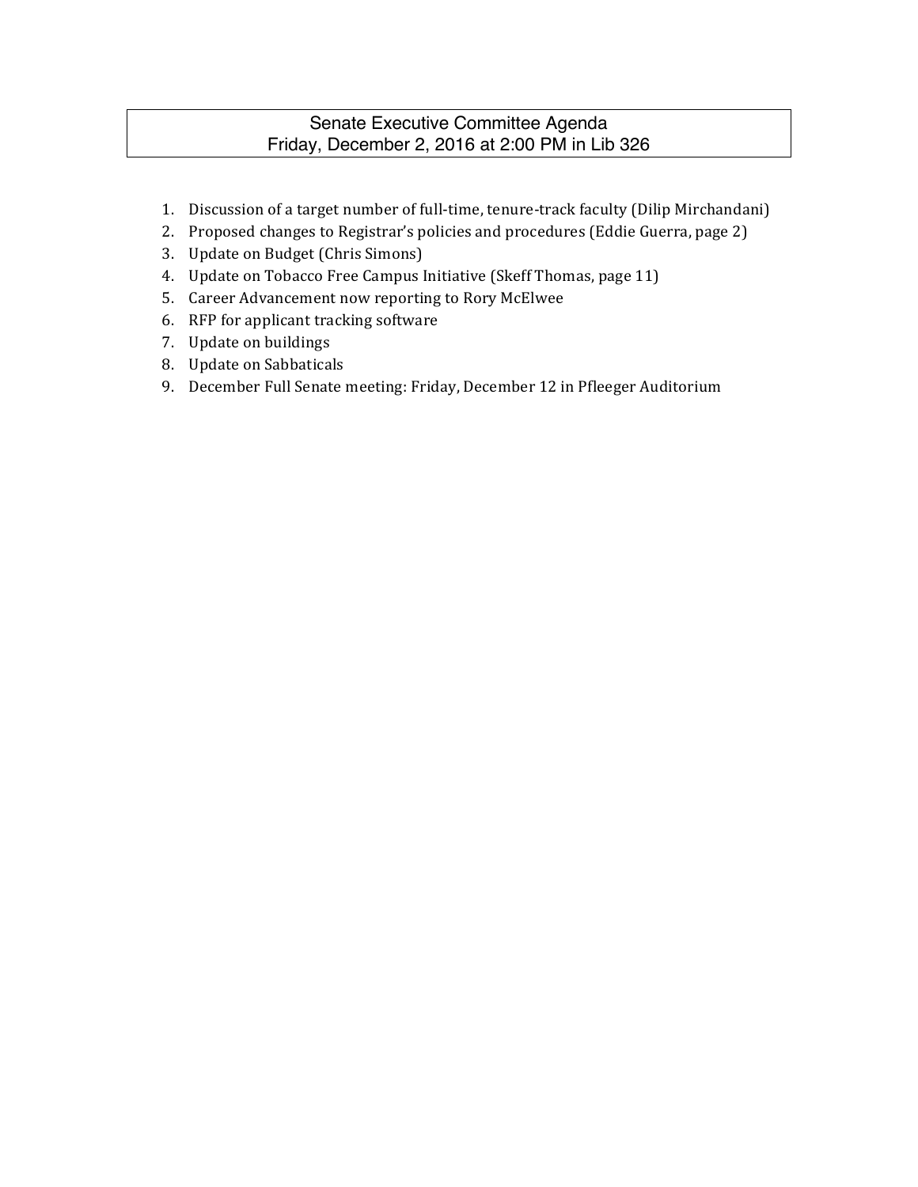# Senate Executive Committee Agenda
## Friday, December 2, 2016 at 2:00 PM in Lib 326

1. Discussion of a target number of full-time, tenure-track faculty (Dilip Mirchandani)
2. Proposed changes to Registrar's policies and procedures (Eddie Guerra, page 2)
3. Update on Budget (Chris Simons)
4. Update on Tobacco Free Campus Initiative (Skeff Thomas, page 11)
5. Career Advancement now reporting to Rory McElwee
6. RFP for applicant tracking software
7. Update on buildings
8. Update on Sabbaticals
9. December Full Senate meeting: Friday, December 12 in Pfleeger Auditorium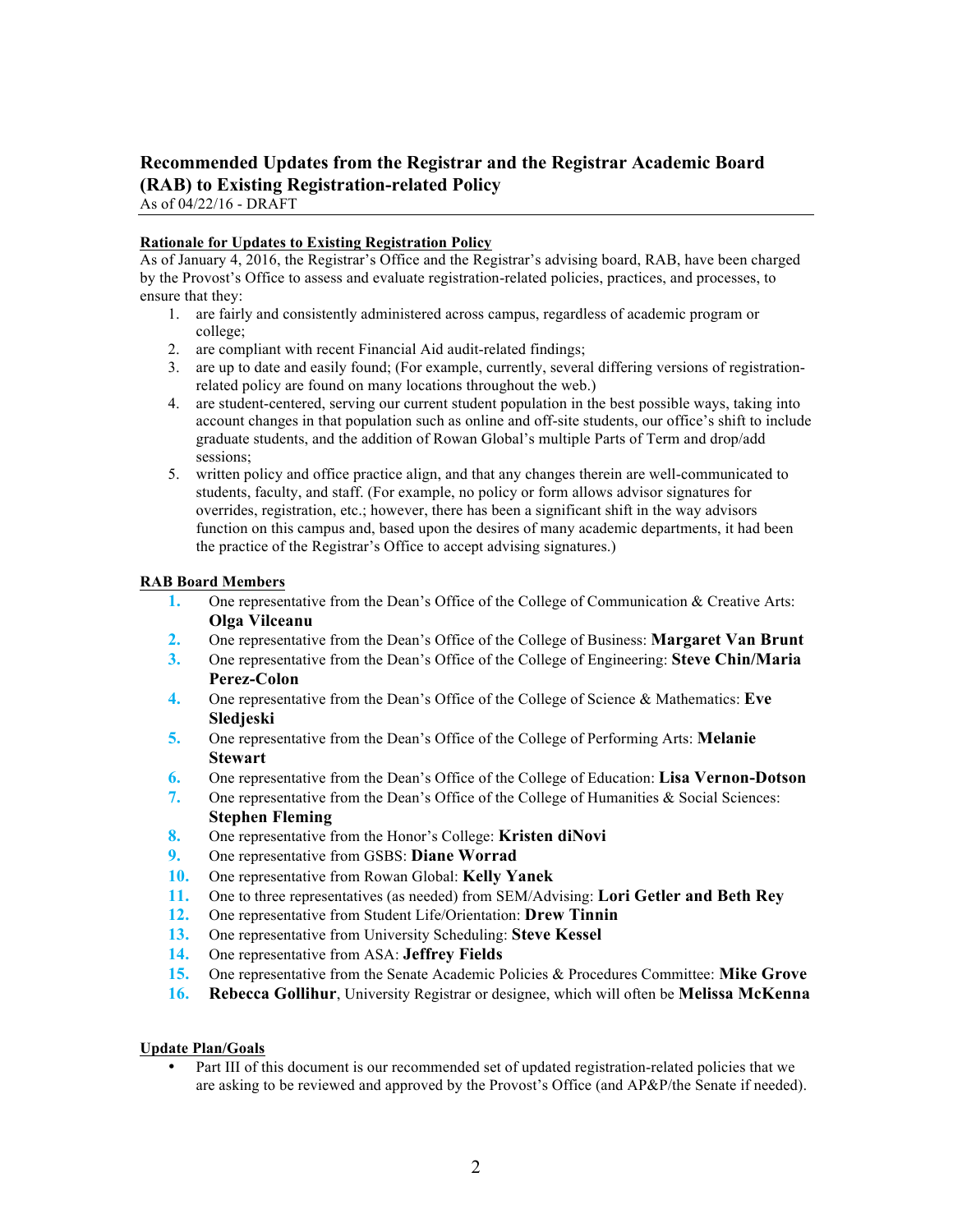## Recommended Updates from the Registrar and the Registrar Academic Board (RAB) to Existing Registration-related Policy

As of 04/22/16 - DRAFT

**Rationale for Updates to Existing Registration Policy**

As of January 4, 2016, the Registrar's Office and the Registrar's advising board, RAB, have been charged by the Provost's Office to assess and evaluate registration-related policies, practices, and processes, to ensure that they:

1. are fairly and consistently administered across campus, regardless of academic program or college;
2. are compliant with recent Financial Aid audit-related findings;
3. are up to date and easily found; (For example, currently, several differing versions of registration-related policy are found on many locations throughout the web.)
4. are student-centered, serving our current student population in the best possible ways, taking into account changes in that population such as online and off-site students, our office's shift to include graduate students, and the addition of Rowan Global's multiple Parts of Term and drop/add sessions;
5. written policy and office practice align, and that any changes therein are well-communicated to students, faculty, and staff. (For example, no policy or form allows advisor signatures for overrides, registration, etc.; however, there has been a significant shift in the way advisors function on this campus and, based upon the desires of many academic departments, it had been the practice of the Registrar's Office to accept advising signatures.)

**RAB Board Members**

1. One representative from the Dean's Office of the College of Communication & Creative Arts: **Olga Vilceanu**
2. One representative from the Dean's Office of the College of Business: **Margaret Van Brunt**
3. One representative from the Dean's Office of the College of Engineering: **Steve Chin/Maria Perez-Colon**
4. One representative from the Dean's Office of the College of Science & Mathematics: **Eve Sledjeski**
5. One representative from the Dean's Office of the College of Performing Arts: **Melanie Stewart**
6. One representative from the Dean's Office of the College of Education: **Lisa Vernon-Dotson**
7. One representative from the Dean's Office of the College of Humanities & Social Sciences: **Stephen Fleming**
8. One representative from the Honor's College: **Kristen diNovi**
9. One representative from GSBS: **Diane Worrad**
10. One representative from Rowan Global: **Kelly Yanek**
11. One to three representatives (as needed) from SEM/Advising: **Lori Getler and Beth Rey**
12. One representative from Student Life/Orientation: **Drew Tinnin**
13. One representative from University Scheduling: **Steve Kessel**
14. One representative from ASA: **Jeffrey Fields**
15. One representative from the Senate Academic Policies & Procedures Committee: **Mike Grove**
16. **Rebecca Gollihur**, University Registrar or designee, which will often be **Melissa McKenna**

**Update Plan/Goals**

- Part III of this document is our recommended set of updated registration-related policies that we are asking to be reviewed and approved by the Provost's Office (and AP&P/the Senate if needed).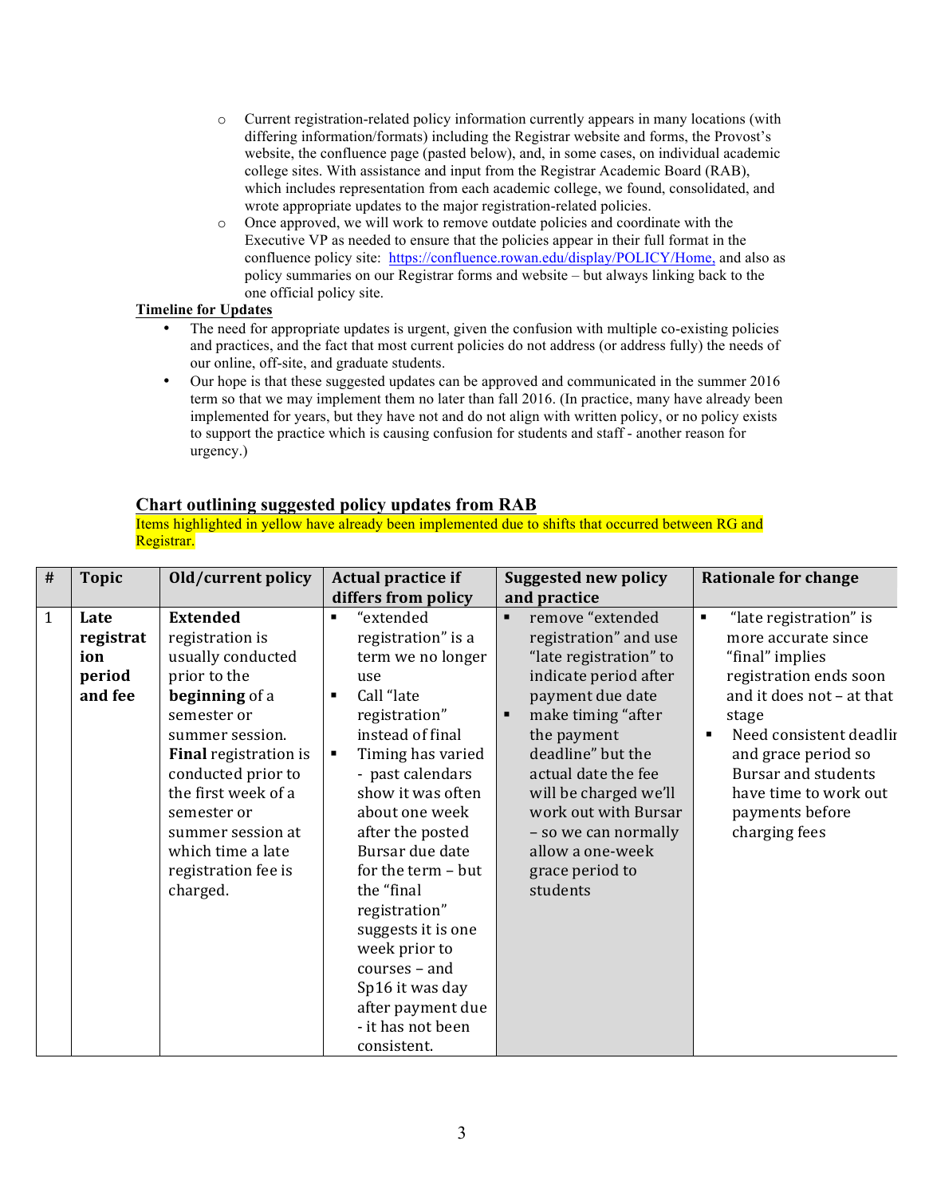- Current registration-related policy information currently appears in many locations (with differing information/formats) including the Registrar website and forms, the Provost's website, the confluence page (pasted below), and, in some cases, on individual academic college sites. With assistance and input from the Registrar Academic Board (RAB), which includes representation from each academic college, we found, consolidated, and wrote appropriate updates to the major registration-related policies.
- Once approved, we will work to remove outdate policies and coordinate with the Executive VP as needed to ensure that the policies appear in their full format in the confluence policy site: [https://confluence.rowan.edu/display/POLICY/Home,](https://confluence.rowan.edu/display/POLICY/Home) and also as policy summaries on our Registrar forms and website – but always linking back to the one official policy site.

**Timeline for Updates**

- The need for appropriate updates is urgent, given the confusion with multiple co-existing policies and practices, and the fact that most current policies do not address (or address fully) the needs of our online, off-site, and graduate students.
- Our hope is that these suggested updates can be approved and communicated in the summer 2016 term so that we may implement them no later than fall 2016. (In practice, many have already been implemented for years, but they have not and do not align with written policy, or no policy exists to support the practice which is causing confusion for students and staff - another reason for urgency.)

## Chart outlining suggested policy updates from RAB

Items highlighted in yellow have already been implemented due to shifts that occurred between RG and Registrar.

| # | Topic | Old/current policy | Actual practice if differs from policy | Suggested new policy and practice | Rationale for change |
|---|---|---|---|---|---|
| 1 | **Late registration period and fee** | **Extended** registration is usually conducted prior to the **beginning** of a semester or summer session. **Final** registration is conducted prior to the first week of a semester or summer session at which time a late registration fee is charged. | ▪ "extended registration" is a term we no longer use<br>▪ Call "late registration" instead of final<br>▪ Timing has varied - past calendars show it was often about one week after the posted Bursar due date for the term – but the "final registration" suggests it is one week prior to courses – and Sp16 it was day after payment due - it has not been consistent. | ▪ remove "extended registration" and use "late registration" to indicate period after payment due date<br>▪ make timing "after the payment deadline" but the actual date the fee will be charged we'll work out with Bursar – so we can normally allow a one-week grace period to students | ▪ "late registration" is more accurate since "final" implies registration ends soon and it does not – at that stage<br>▪ Need consistent deadline and grace period so Bursar and students have time to work out payments before charging fees |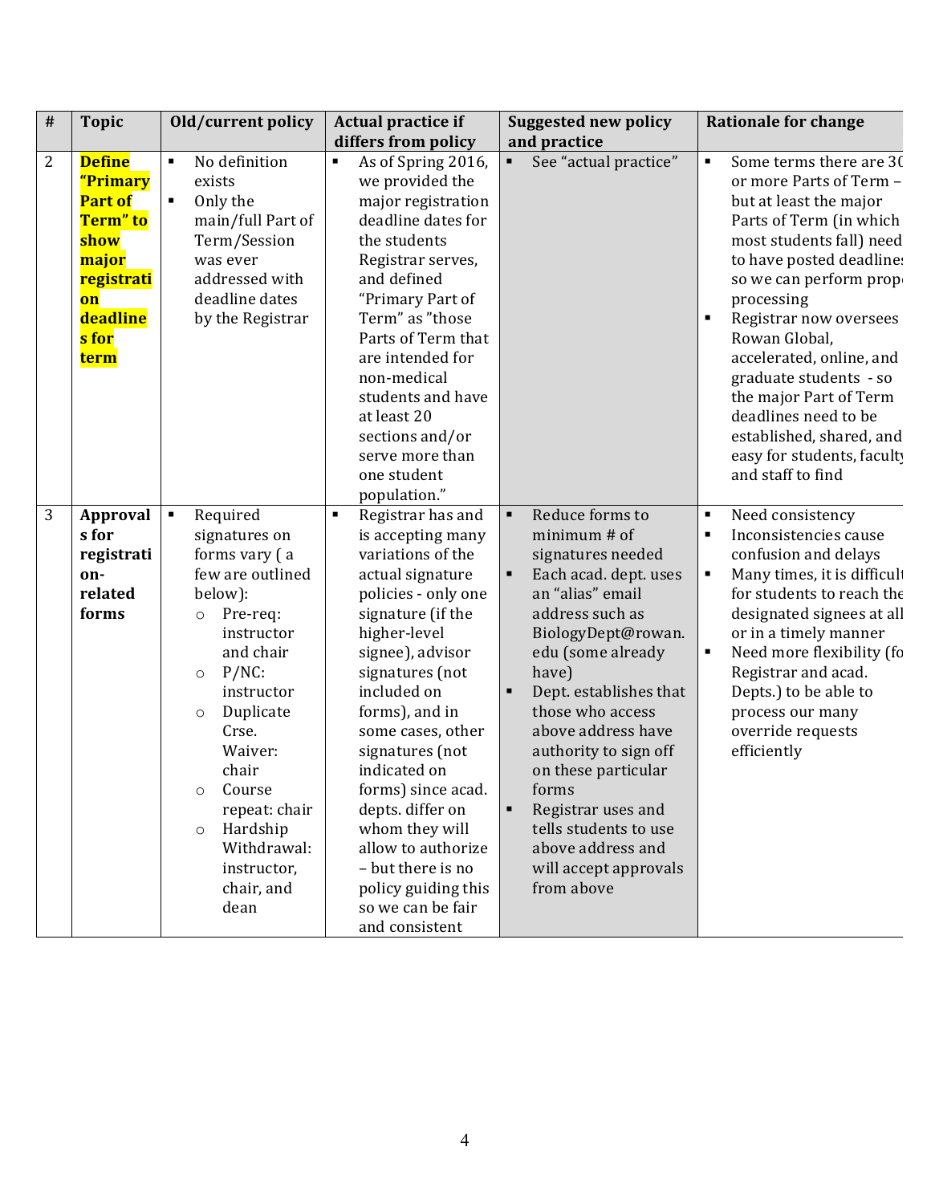| # | Topic | Old/current policy | Actual practice if differs from policy | Suggested new policy and practice | Rationale for change |
|---|---|---|---|---|---|
| 2 | **Define "Primary Part of Term" to show major registration deadlines for term** | ▪ No definition exists<br>▪ Only the main/full Part of Term/Session was ever addressed with deadline dates by the Registrar | ▪ As of Spring 2016, we provided the major registration deadline dates for the students Registrar serves, and defined "Primary Part of Term" as "those Parts of Term that are intended for non-medical students and have at least 20 sections and/or serve more than one student population." | ▪ See "actual practice" | ▪ Some terms there are 30 or more Parts of Term – but at least the major Parts of Term (in which most students fall) need to have posted deadlines so we can perform prope processing<br>▪ Registrar now oversees Rowan Global, accelerated, online, and graduate students - so the major Part of Term deadlines need to be established, shared, and easy for students, faculty and staff to find |
| 3 | **Approvals for registration-related forms** | ▪ Required signatures on forms vary ( a few are outlined below):<br>○ Pre-req: instructor and chair<br>○ P/NC: instructor<br>○ Duplicate Crse. Waiver: chair<br>○ Course repeat: chair<br>○ Hardship Withdrawal: instructor, chair, and dean | ▪ Registrar has and is accepting many variations of the actual signature policies - only one signature (if the higher-level signee), advisor signatures (not included on forms), and in some cases, other signatures (not indicated on forms) since acad. depts. differ on whom they will allow to authorize – but there is no policy guiding this so we can be fair and consistent | ▪ Reduce forms to minimum # of signatures needed<br>▪ Each acad. dept. uses an "alias" email address such as BiologyDept@rowan.edu (some already have)<br>▪ Dept. establishes that those who access above address have authority to sign off on these particular forms<br>▪ Registrar uses and tells students to use above address and will accept approvals from above | ▪ Need consistency<br>▪ Inconsistencies cause confusion and delays<br>▪ Many times, it is difficult for students to reach the designated signees at all or in a timely manner<br>▪ Need more flexibility (fo Registrar and acad. Depts.) to be able to process our many override requests efficiently |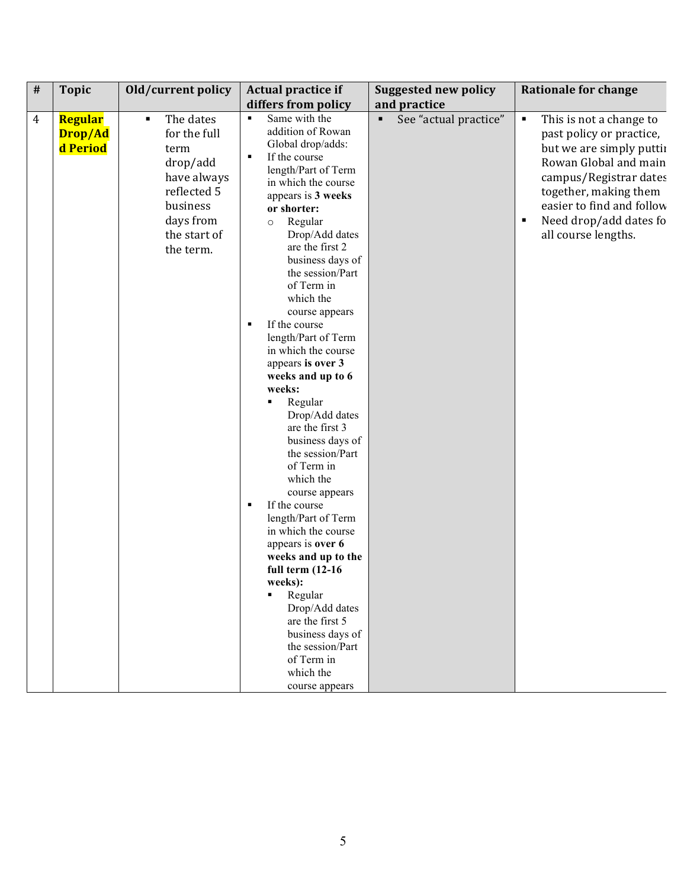| # | Topic | Old/current policy | Actual practice if differs from policy | Suggested new policy and practice | Rationale for change |
|---|---|---|---|---|---|
| 4 | **Regular Drop/Add Period** | ▪ The dates for the full term drop/add have always reflected 5 business days from the start of the term. | ▪ Same with the addition of Rowan Global drop/adds:<br>▪ If the course length/Part of Term in which the course appears is **3 weeks or shorter:**<br>○ Regular Drop/Add dates are the first 2 business days of the session/Part of Term in which the course appears<br>▪ If the course length/Part of Term in which the course appears **is over 3 weeks and up to 6 weeks:**<br>▪ Regular Drop/Add dates are the first 3 business days of the session/Part of Term in which the course appears<br>▪ If the course length/Part of Term in which the course appears is **over 6 weeks and up to the full term (12-16 weeks):**<br>▪ Regular Drop/Add dates are the first 5 business days of the session/Part of Term in which the course appears | ▪ See "actual practice" | ▪ This is not a change to past policy or practice, but we are simply puttir Rowan Global and main campus/Registrar dates together, making them easier to find and follow<br>▪ Need drop/add dates fo all course lengths. |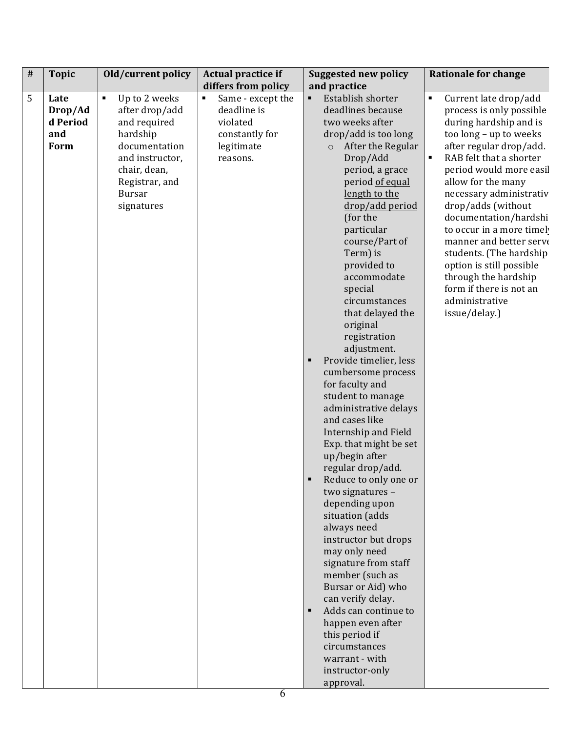| # | Topic | Old/current policy | Actual practice if differs from policy | Suggested new policy and practice | Rationale for change |
|---|---|---|---|---|---|
| 5 | **Late Drop/Add Period and Form** | ▪ Up to 2 weeks after drop/add and required hardship documentation and instructor, chair, dean, Registrar, and Bursar signatures | ▪ Same - except the deadline is violated constantly for legitimate reasons. | ▪ Establish shorter deadlines because two weeks after drop/add is too long<br>o After the Regular Drop/Add period, a grace period of equal length to the drop/add period (for the particular course/Part of Term) is provided to accommodate special circumstances that delayed the original registration adjustment.<br>▪ Provide timelier, less cumbersome process for faculty and student to manage administrative delays and cases like Internship and Field Exp. that might be set up/begin after regular drop/add.<br>▪ Reduce to only one or two signatures – depending upon situation (adds always need instructor but drops may only need signature from staff member (such as Bursar or Aid) who can verify delay.<br>▪ Adds can continue to happen even after this period if circumstances warrant - with instructor-only approval. | ▪ Current late drop/add process is only possible during hardship and is too long – up to weeks after regular drop/add.<br>▪ RAB felt that a shorter period would more easil allow for the many necessary administrativ drop/adds (without documentation/hardshi to occur in a more timely manner and better serve students. (The hardship option is still possible through the hardship form if there is not an administrative issue/delay.) |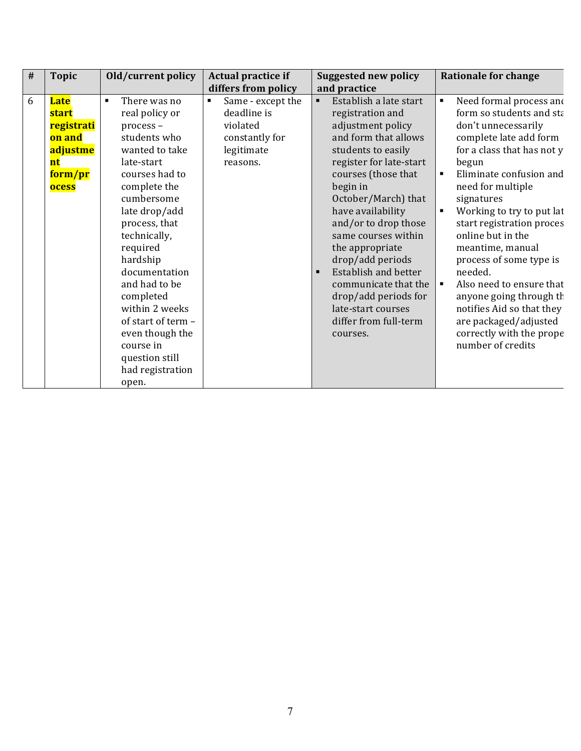| # | Topic | Old/current policy | Actual practice if differs from policy | Suggested new policy and practice | Rationale for change |
|---|---|---|---|---|---|
| 6 | **Late start registration and adjustment form/process** | ▪ There was no real policy or process – students who wanted to take late-start courses had to complete the cumbersome late drop/add process, that technically, required hardship documentation and had to be completed within 2 weeks of start of term – even though the course in question still had registration open. | ▪ Same - except the deadline is violated constantly for legitimate reasons. | ▪ Establish a late start registration and adjustment policy and form that allows students to easily register for late-start courses (those that begin in October/March) that have availability and/or to drop those same courses within the appropriate drop/add periods<br>▪ Establish and better communicate that the drop/add periods for late-start courses differ from full-term courses. | ▪ Need formal process and form so students and sta don't unnecessarily complete late add form for a class that has not y begun<br>▪ Eliminate confusion and need for multiple signatures<br>▪ Working to try to put lat start registration proces online but in the meantime, manual process of some type is needed.<br>▪ Also need to ensure that anyone going through th notifies Aid so that they are packaged/adjusted correctly with the prope number of credits |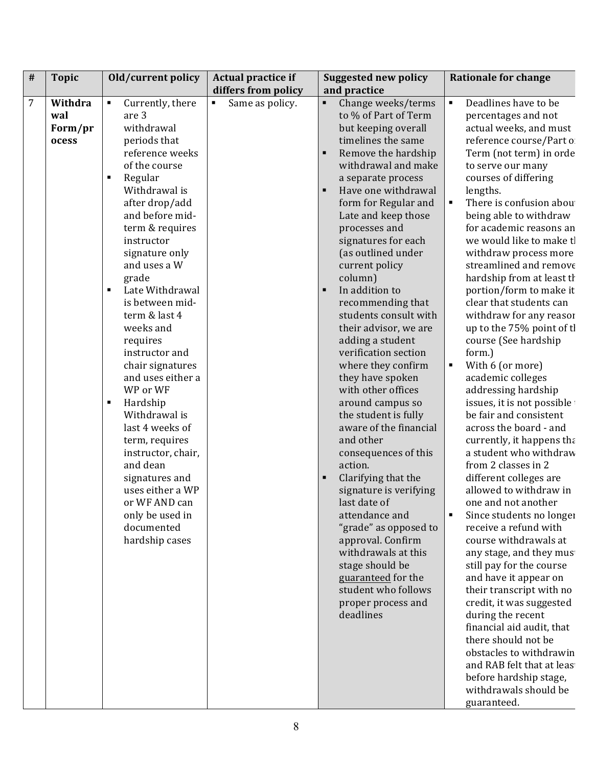| # | Topic | Old/current policy | Actual practice if differs from policy | Suggested new policy and practice | Rationale for change |
|---|---|---|---|---|---|
| 7 | **Withdrawal Form/process** | ▪ Currently, there are 3 withdrawal periods that reference weeks of the course<br>▪ Regular Withdrawal is after drop/add and before mid-term & requires instructor signature only and uses a W grade<br>▪ Late Withdrawal is between mid-term & last 4 weeks and requires instructor and chair signatures and uses either a WP or WF<br>▪ Hardship Withdrawal is last 4 weeks of term, requires instructor, chair, and dean signatures and uses either a WP or WF AND can only be used in documented hardship cases | ▪ Same as policy. | ▪ Change weeks/terms to % of Part of Term but keeping overall timelines the same<br>▪ Remove the hardship withdrawal and make a separate process<br>▪ Have one withdrawal form for Regular and Late and keep those processes and signatures for each (as outlined under current policy column)<br>▪ In addition to recommending that students consult with their advisor, we are adding a student verification section where they confirm they have spoken with other offices around campus so the student is fully aware of the financial and other consequences of this action.<br>▪ Clarifying that the signature is verifying last date of attendance and "grade" as opposed to approval. Confirm withdrawals at this stage should be <u>guaranteed</u> for the student who follows proper process and deadlines | ▪ Deadlines have to be percentages and not actual weeks, and must reference course/Part of Term (not term) in order to serve our many courses of differing lengths.<br>▪ There is confusion about being able to withdraw for academic reasons and we would like to make the withdraw process more streamlined and remove hardship from at least this portion/form to make it clear that students can withdraw for any reason up to the 75% point of the course (See hardship form.)<br>▪ With 6 (or more) academic colleges addressing hardship issues, it is not possible to be fair and consistent across the board - and currently, it happens that a student who withdraws from 2 classes in 2 different colleges are allowed to withdraw in one and not another<br>▪ Since students no longer receive a refund with course withdrawals at any stage, and they must still pay for the course and have it appear on their transcript with no credit, it was suggested during the recent financial aid audit, that there should not be obstacles to withdrawing and RAB felt that at least before hardship stage, withdrawals should be guaranteed. |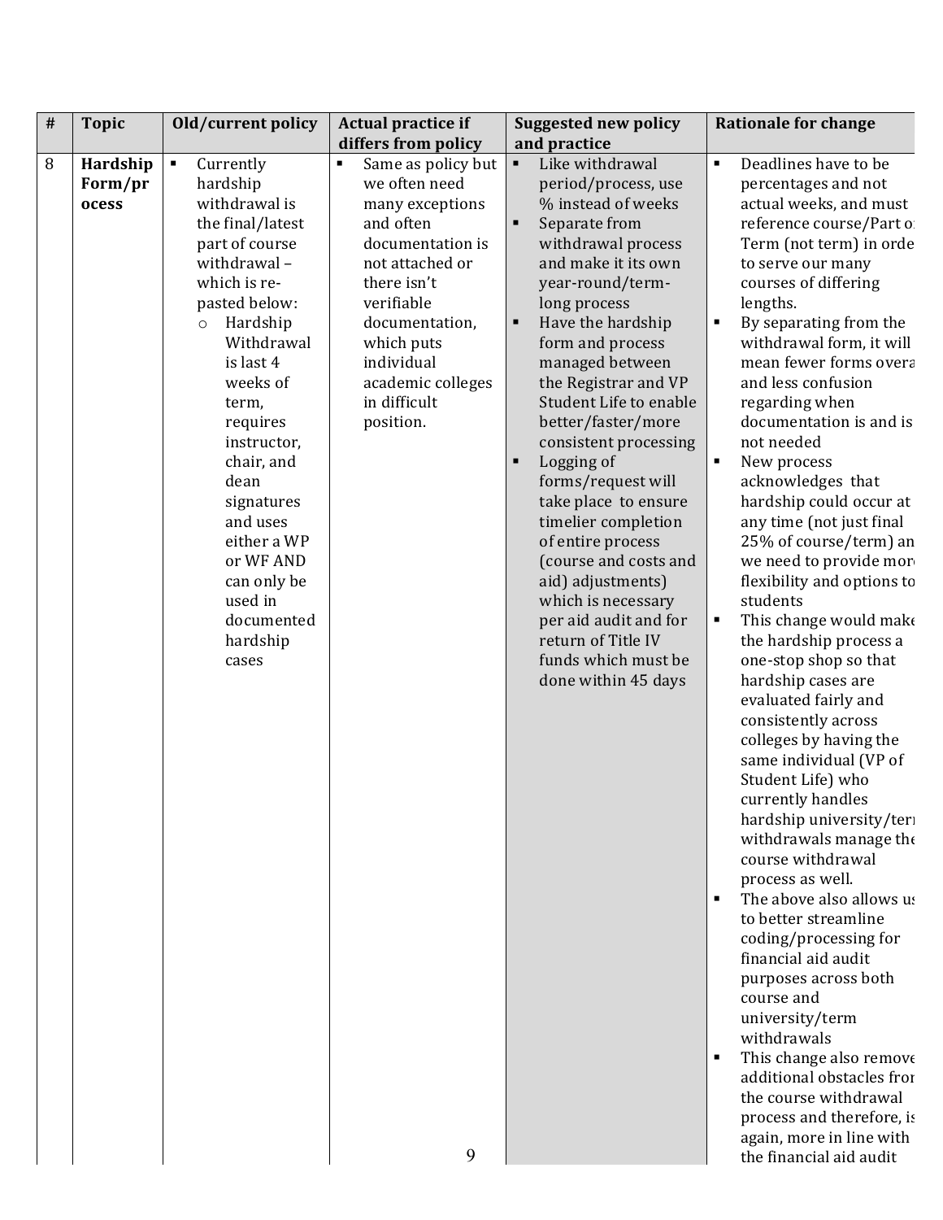| # | Topic | Old/current policy | Actual practice if differs from policy | Suggested new policy and practice | Rationale for change |
|---|---|---|---|---|---|
| 8 | **Hardship Form/process** | ▪ Currently hardship withdrawal is the final/latest part of course withdrawal – which is re-pasted below:<br>○ Hardship Withdrawal is last 4 weeks of term, requires instructor, chair, and dean signatures and uses either a WP or WF AND can only be used in documented hardship cases | ▪ Same as policy but we often need many exceptions and often documentation is not attached or there isn't verifiable documentation, which puts individual academic colleges in difficult position. | ▪ Like withdrawal period/process, use % instead of weeks<br>▪ Separate from withdrawal process and make it its own year-round/term-long process<br>▪ Have the hardship form and process managed between the Registrar and VP Student Life to enable better/faster/more consistent processing<br>▪ Logging of forms/request will take place to ensure timelier completion of entire process (course and costs and aid) adjustments) which is necessary per aid audit and for return of Title IV funds which must be done within 45 days | ▪ Deadlines have to be percentages and not actual weeks, and must reference course/Part of Term (not term) in order to serve our many courses of differing lengths.<br>▪ By separating from the withdrawal form, it will mean fewer forms overall and less confusion regarding when documentation is and is not needed<br>▪ New process acknowledges that hardship could occur at any time (not just final 25% of course/term) and we need to provide more flexibility and options to students<br>▪ This change would make the hardship process a one-stop shop so that hardship cases are evaluated fairly and consistently across colleges by having the same individual (VP of Student Life) who currently handles hardship university/term withdrawals manage the course withdrawal process as well.<br>▪ The above also allows us to better streamline coding/processing for financial aid audit purposes across both course and university/term withdrawals<br>▪ This change also removes additional obstacles from the course withdrawal process and therefore, is again, more in line with the financial aid audit |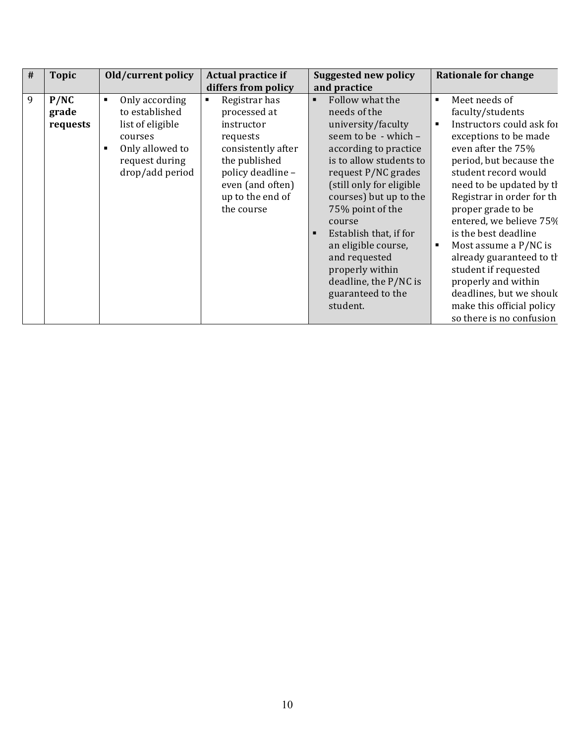| # | Topic | Old/current policy | Actual practice if differs from policy | Suggested new policy and practice | Rationale for change |
|---|---|---|---|---|---|
| 9 | **P/NC grade requests** | ▪ Only according to established list of eligible courses<br>▪ Only allowed to request during drop/add period | ▪ Registrar has processed at instructor requests consistently after the published policy deadline – even (and often) up to the end of the course | ▪ Follow what the needs of the university/faculty seem to be - which – according to practice is to allow students to request P/NC grades (still only for eligible courses) but up to the 75% point of the course<br>▪ Establish that, if for an eligible course, and requested properly within deadline, the P/NC is guaranteed to the student. | ▪ Meet needs of faculty/students<br>▪ Instructors could ask for exceptions to be made even after the 75% period, but because the student record would need to be updated by the Registrar in order for the proper grade to be entered, we believe 75% is the best deadline<br>▪ Most assume a P/NC is already guaranteed to the student if requested properly and within deadlines, but we should make this official policy so there is no confusion |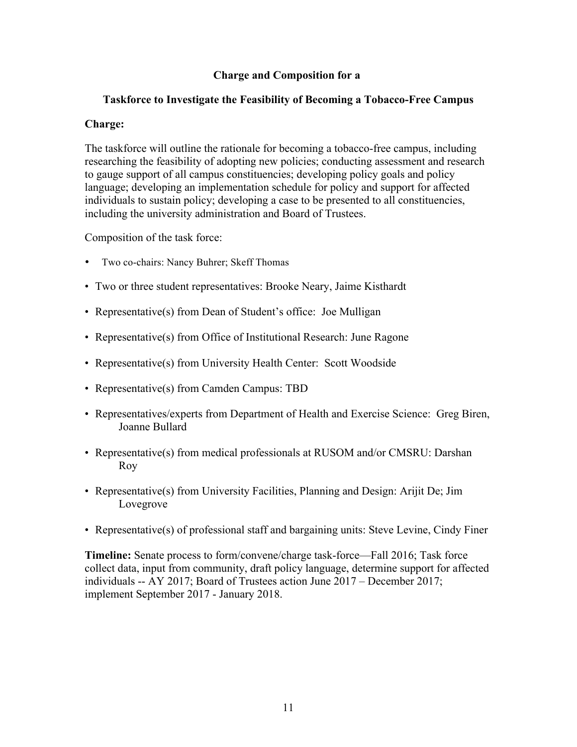**Charge and Composition for a**

**Taskforce to Investigate the Feasibility of Becoming a Tobacco-Free Campus**

**Charge:**

The taskforce will outline the rationale for becoming a tobacco-free campus, including researching the feasibility of adopting new policies; conducting assessment and research to gauge support of all campus constituencies; developing policy goals and policy language; developing an implementation schedule for policy and support for affected individuals to sustain policy; developing a case to be presented to all constituencies, including the university administration and Board of Trustees.

Composition of the task force:

- Two co-chairs: Nancy Buhrer; Skeff Thomas
- Two or three student representatives: Brooke Neary, Jaime Kisthardt
- Representative(s) from Dean of Student's office: Joe Mulligan
- Representative(s) from Office of Institutional Research: June Ragone
- Representative(s) from University Health Center: Scott Woodside
- Representative(s) from Camden Campus: TBD
- Representatives/experts from Department of Health and Exercise Science: Greg Biren, Joanne Bullard
- Representative(s) from medical professionals at RUSOM and/or CMSRU: Darshan Roy
- Representative(s) from University Facilities, Planning and Design: Arijit De; Jim Lovegrove
- Representative(s) of professional staff and bargaining units: Steve Levine, Cindy Finer

**Timeline:** Senate process to form/convene/charge task-force—Fall 2016; Task force collect data, input from community, draft policy language, determine support for affected individuals -- AY 2017; Board of Trustees action June 2017 – December 2017; implement September 2017 - January 2018.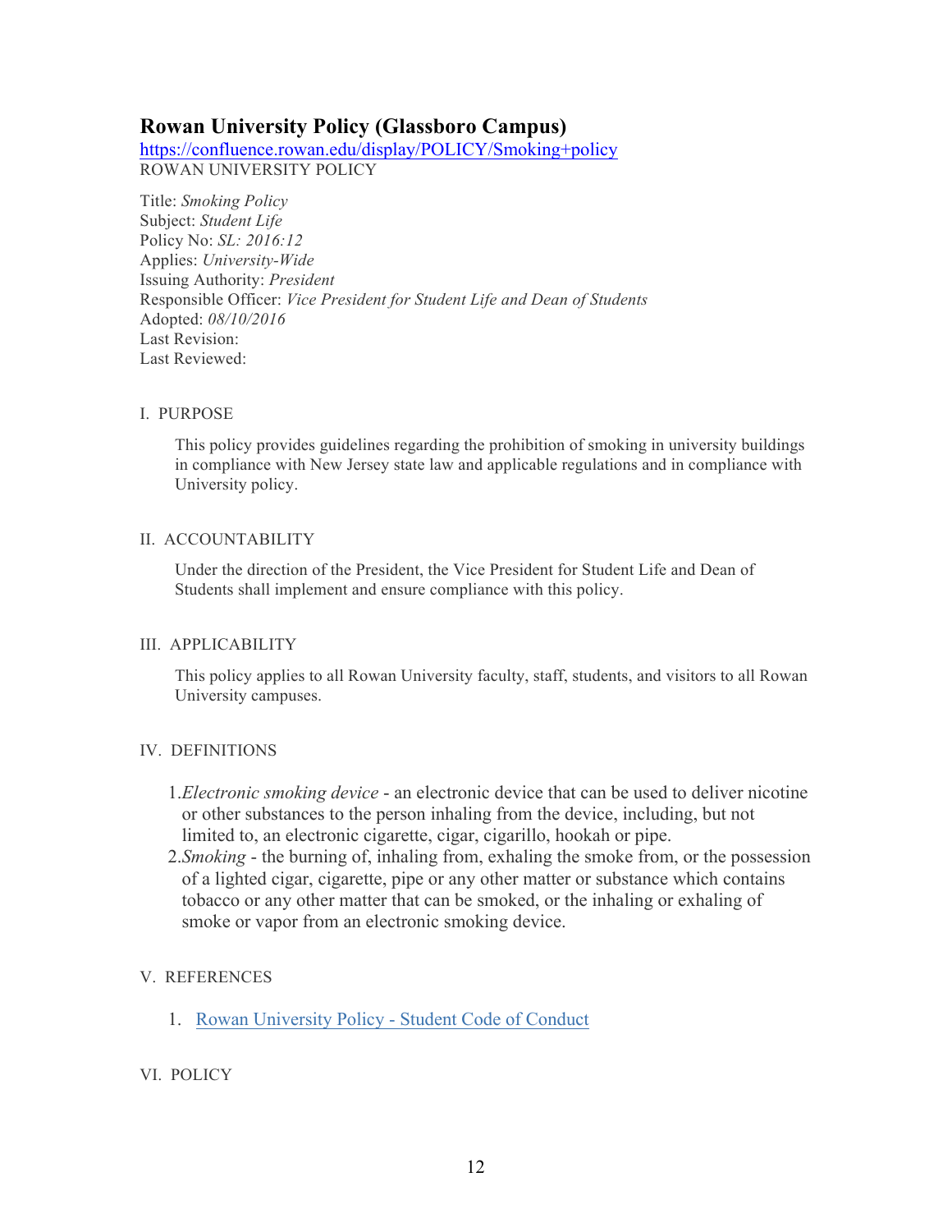## Rowan University Policy (Glassboro Campus)

https://confluence.rowan.edu/display/POLICY/Smoking+policy

ROWAN UNIVERSITY POLICY

Title: *Smoking Policy*
Subject: *Student Life*
Policy No: *SL: 2016:12*
Applies: *University-Wide*
Issuing Authority: *President*
Responsible Officer: *Vice President for Student Life and Dean of Students*
Adopted: *08/10/2016*
Last Revision:
Last Reviewed:

I. PURPOSE

This policy provides guidelines regarding the prohibition of smoking in university buildings in compliance with New Jersey state law and applicable regulations and in compliance with University policy.

II. ACCOUNTABILITY

Under the direction of the President, the Vice President for Student Life and Dean of Students shall implement and ensure compliance with this policy.

III. APPLICABILITY

This policy applies to all Rowan University faculty, staff, students, and visitors to all Rowan University campuses.

IV. DEFINITIONS

1. *Electronic smoking device* - an electronic device that can be used to deliver nicotine or other substances to the person inhaling from the device, including, but not limited to, an electronic cigarette, cigar, cigarillo, hookah or pipe.
2. *Smoking* - the burning of, inhaling from, exhaling the smoke from, or the possession of a lighted cigar, cigarette, pipe or any other matter or substance which contains tobacco or any other matter that can be smoked, or the inhaling or exhaling of smoke or vapor from an electronic smoking device.

V. REFERENCES

1. Rowan University Policy - Student Code of Conduct

VI. POLICY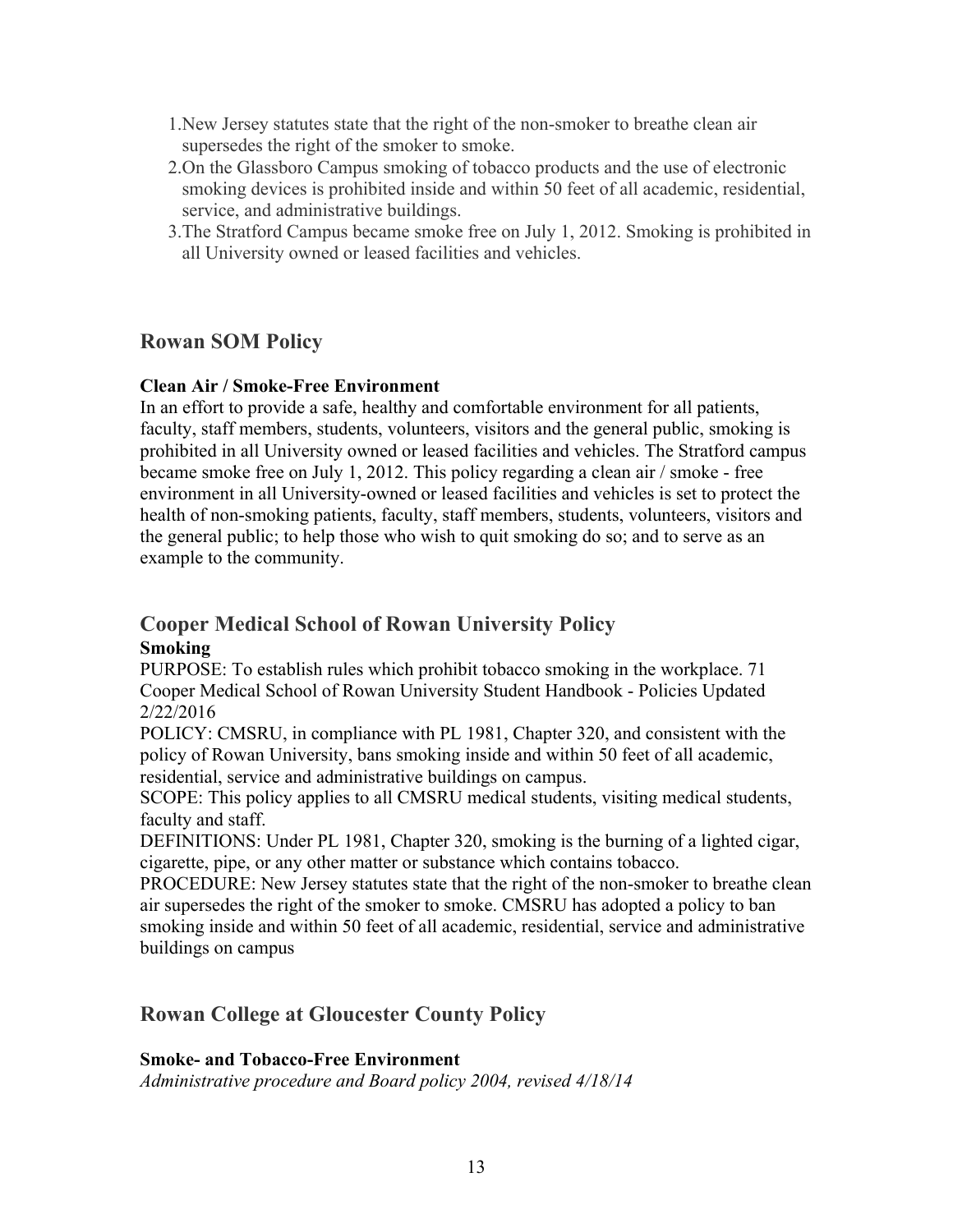1. New Jersey statutes state that the right of the non-smoker to breathe clean air supersedes the right of the smoker to smoke.
2. On the Glassboro Campus smoking of tobacco products and the use of electronic smoking devices is prohibited inside and within 50 feet of all academic, residential, service, and administrative buildings.
3. The Stratford Campus became smoke free on July 1, 2012. Smoking is prohibited in all University owned or leased facilities and vehicles.

## Rowan SOM Policy

**Clean Air / Smoke-Free Environment**

In an effort to provide a safe, healthy and comfortable environment for all patients, faculty, staff members, students, volunteers, visitors and the general public, smoking is prohibited in all University owned or leased facilities and vehicles. The Stratford campus became smoke free on July 1, 2012. This policy regarding a clean air / smoke - free environment in all University-owned or leased facilities and vehicles is set to protect the health of non-smoking patients, faculty, staff members, students, volunteers, visitors and the general public; to help those who wish to quit smoking do so; and to serve as an example to the community.

## Cooper Medical School of Rowan University Policy

**Smoking**

PURPOSE: To establish rules which prohibit tobacco smoking in the workplace. 71 Cooper Medical School of Rowan University Student Handbook - Policies Updated 2/22/2016

POLICY: CMSRU, in compliance with PL 1981, Chapter 320, and consistent with the policy of Rowan University, bans smoking inside and within 50 feet of all academic, residential, service and administrative buildings on campus.

SCOPE: This policy applies to all CMSRU medical students, visiting medical students, faculty and staff.

DEFINITIONS: Under PL 1981, Chapter 320, smoking is the burning of a lighted cigar, cigarette, pipe, or any other matter or substance which contains tobacco.

PROCEDURE: New Jersey statutes state that the right of the non-smoker to breathe clean air supersedes the right of the smoker to smoke. CMSRU has adopted a policy to ban smoking inside and within 50 feet of all academic, residential, service and administrative buildings on campus

## Rowan College at Gloucester County Policy

**Smoke- and Tobacco-Free Environment**

*Administrative procedure and Board policy 2004, revised 4/18/14*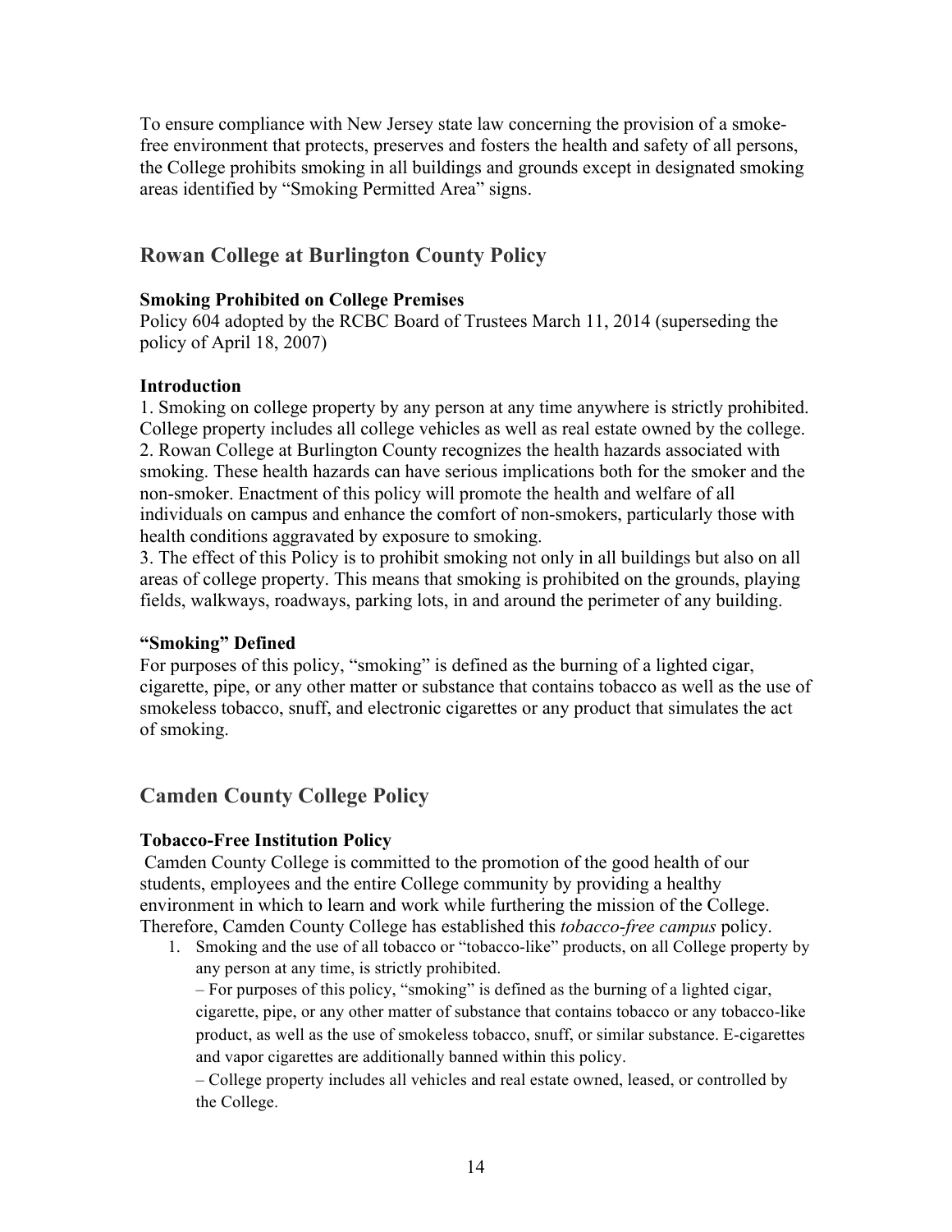To ensure compliance with New Jersey state law concerning the provision of a smoke-free environment that protects, preserves and fosters the health and safety of all persons, the College prohibits smoking in all buildings and grounds except in designated smoking areas identified by “Smoking Permitted Area” signs.

## Rowan College at Burlington County Policy

**Smoking Prohibited on College Premises**
Policy 604 adopted by the RCBC Board of Trustees March 11, 2014 (superseding the policy of April 18, 2007)

**Introduction**
1. Smoking on college property by any person at any time anywhere is strictly prohibited. College property includes all college vehicles as well as real estate owned by the college.
2. Rowan College at Burlington County recognizes the health hazards associated with smoking. These health hazards can have serious implications both for the smoker and the non-smoker. Enactment of this policy will promote the health and welfare of all individuals on campus and enhance the comfort of non-smokers, particularly those with health conditions aggravated by exposure to smoking.
3. The effect of this Policy is to prohibit smoking not only in all buildings but also on all areas of college property. This means that smoking is prohibited on the grounds, playing fields, walkways, roadways, parking lots, in and around the perimeter of any building.

**“Smoking” Defined**
For purposes of this policy, “smoking” is defined as the burning of a lighted cigar, cigarette, pipe, or any other matter or substance that contains tobacco as well as the use of smokeless tobacco, snuff, and electronic cigarettes or any product that simulates the act of smoking.

## Camden County College Policy

**Tobacco-Free Institution Policy**
Camden County College is committed to the promotion of the good health of our students, employees and the entire College community by providing a healthy environment in which to learn and work while furthering the mission of the College. Therefore, Camden County College has established this *tobacco-free campus* policy.

1. Smoking and the use of all tobacco or “tobacco-like” products, on all College property by any person at any time, is strictly prohibited.
   – For purposes of this policy, “smoking” is defined as the burning of a lighted cigar, cigarette, pipe, or any other matter of substance that contains tobacco or any tobacco-like product, as well as the use of smokeless tobacco, snuff, or similar substance. E-cigarettes and vapor cigarettes are additionally banned within this policy.
   – College property includes all vehicles and real estate owned, leased, or controlled by the College.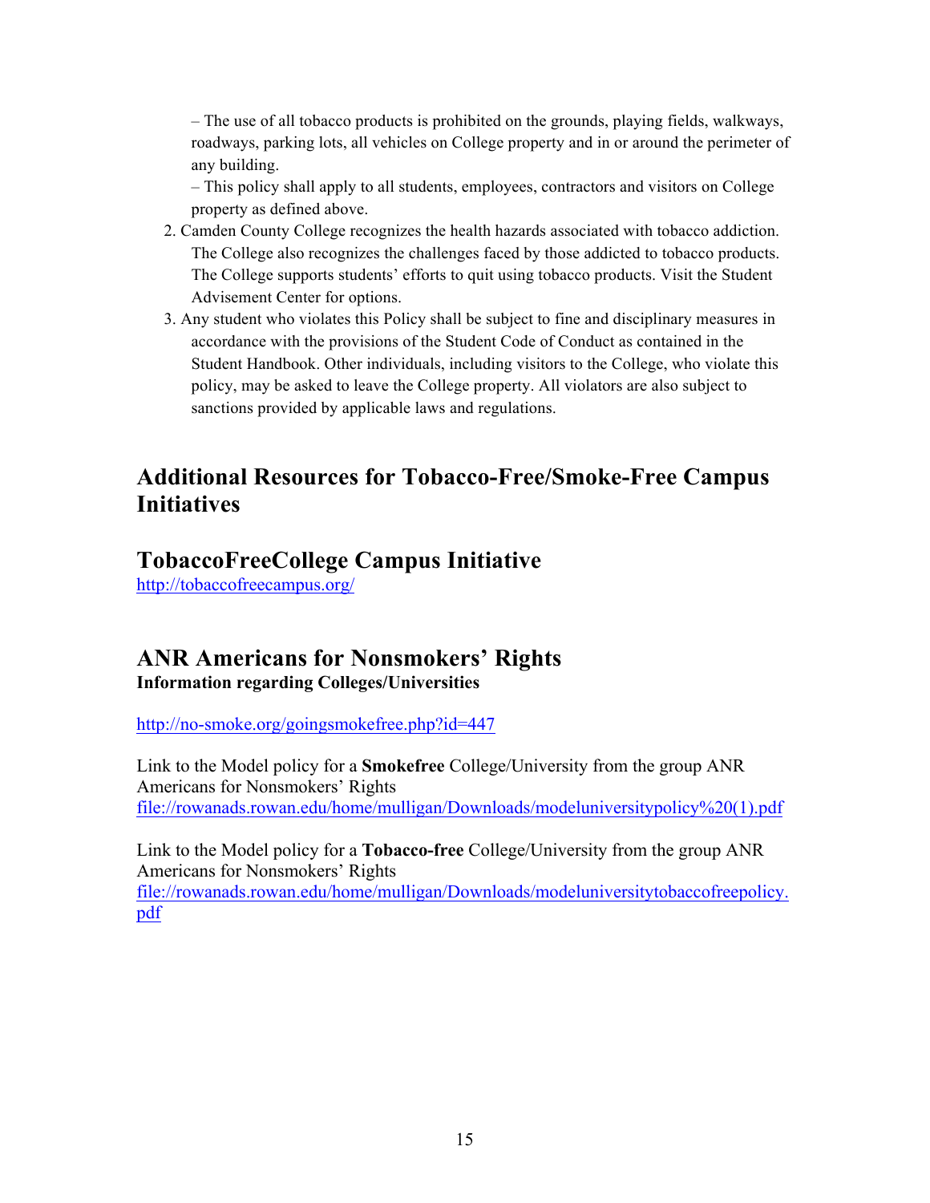– The use of all tobacco products is prohibited on the grounds, playing fields, walkways, roadways, parking lots, all vehicles on College property and in or around the perimeter of any building.

– This policy shall apply to all students, employees, contractors and visitors on College property as defined above.

2. Camden County College recognizes the health hazards associated with tobacco addiction. The College also recognizes the challenges faced by those addicted to tobacco products. The College supports students' efforts to quit using tobacco products. Visit the Student Advisement Center for options.
3. Any student who violates this Policy shall be subject to fine and disciplinary measures in accordance with the provisions of the Student Code of Conduct as contained in the Student Handbook. Other individuals, including visitors to the College, who violate this policy, may be asked to leave the College property. All violators are also subject to sanctions provided by applicable laws and regulations.

## Additional Resources for Tobacco-Free/Smoke-Free Campus Initiatives

## TobaccoFreeCollege Campus Initiative

http://tobaccofreecampus.org/

## ANR Americans for Nonsmokers' Rights

**Information regarding Colleges/Universities**

http://no-smoke.org/goingsmokefree.php?id=447

Link to the Model policy for a **Smokefree** College/University from the group ANR Americans for Nonsmokers' Rights
file://rowanads.rowan.edu/home/mulligan/Downloads/modeluniversitypolicy%20(1).pdf

Link to the Model policy for a **Tobacco-free** College/University from the group ANR Americans for Nonsmokers' Rights
file://rowanads.rowan.edu/home/mulligan/Downloads/modeluniversitytobaccofreepolicy.pdf